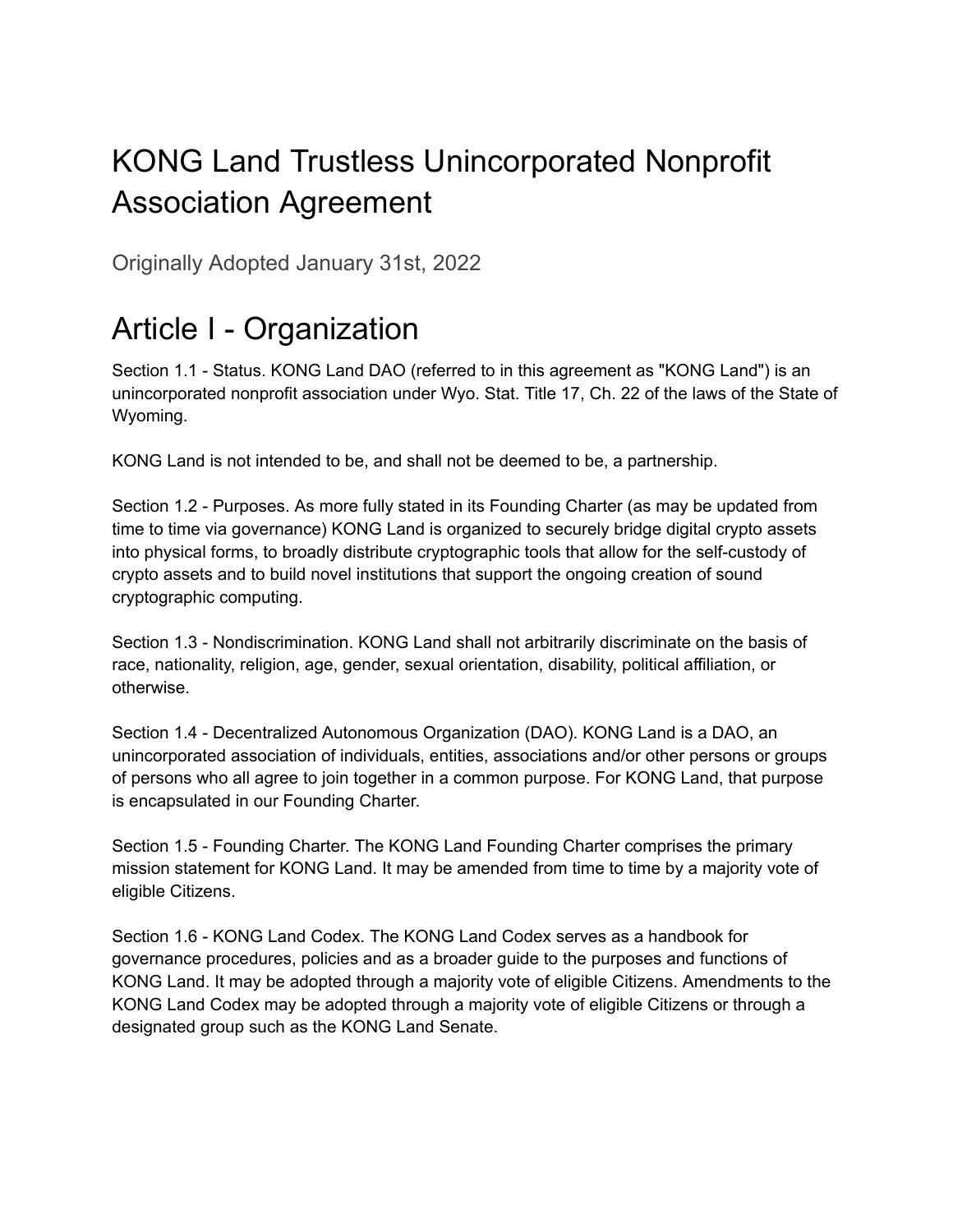# KONG Land Trustless Unincorporated Nonprofit Association Agreement

Originally Adopted January 31st, 2022

## Article I - Organization

Section 1.1 - Status. KONG Land DAO (referred to in this agreement as "KONG Land") is an unincorporated nonprofit association under Wyo. Stat. Title 17, Ch. 22 of the laws of the State of Wyoming.

KONG Land is not intended to be, and shall not be deemed to be, a partnership.

Section 1.2 - Purposes. As more fully stated in its Founding Charter (as may be updated from time to time via governance) KONG Land is organized to securely bridge digital crypto assets into physical forms, to broadly distribute cryptographic tools that allow for the self-custody of crypto assets and to build novel institutions that support the ongoing creation of sound cryptographic computing.

Section 1.3 - Nondiscrimination. KONG Land shall not arbitrarily discriminate on the basis of race, nationality, religion, age, gender, sexual orientation, disability, political affiliation, or otherwise.

Section 1.4 - Decentralized Autonomous Organization (DAO). KONG Land is a DAO, an unincorporated association of individuals, entities, associations and/or other persons or groups of persons who all agree to join together in a common purpose. For KONG Land, that purpose is encapsulated in our Founding Charter.

Section 1.5 - Founding Charter. The KONG Land Founding Charter comprises the primary mission statement for KONG Land. It may be amended from time to time by a majority vote of eligible Citizens.

Section 1.6 - KONG Land Codex. The KONG Land Codex serves as a handbook for governance procedures, policies and as a broader guide to the purposes and functions of KONG Land. It may be adopted through a majority vote of eligible Citizens. Amendments to the KONG Land Codex may be adopted through a majority vote of eligible Citizens or through a designated group such as the KONG Land Senate.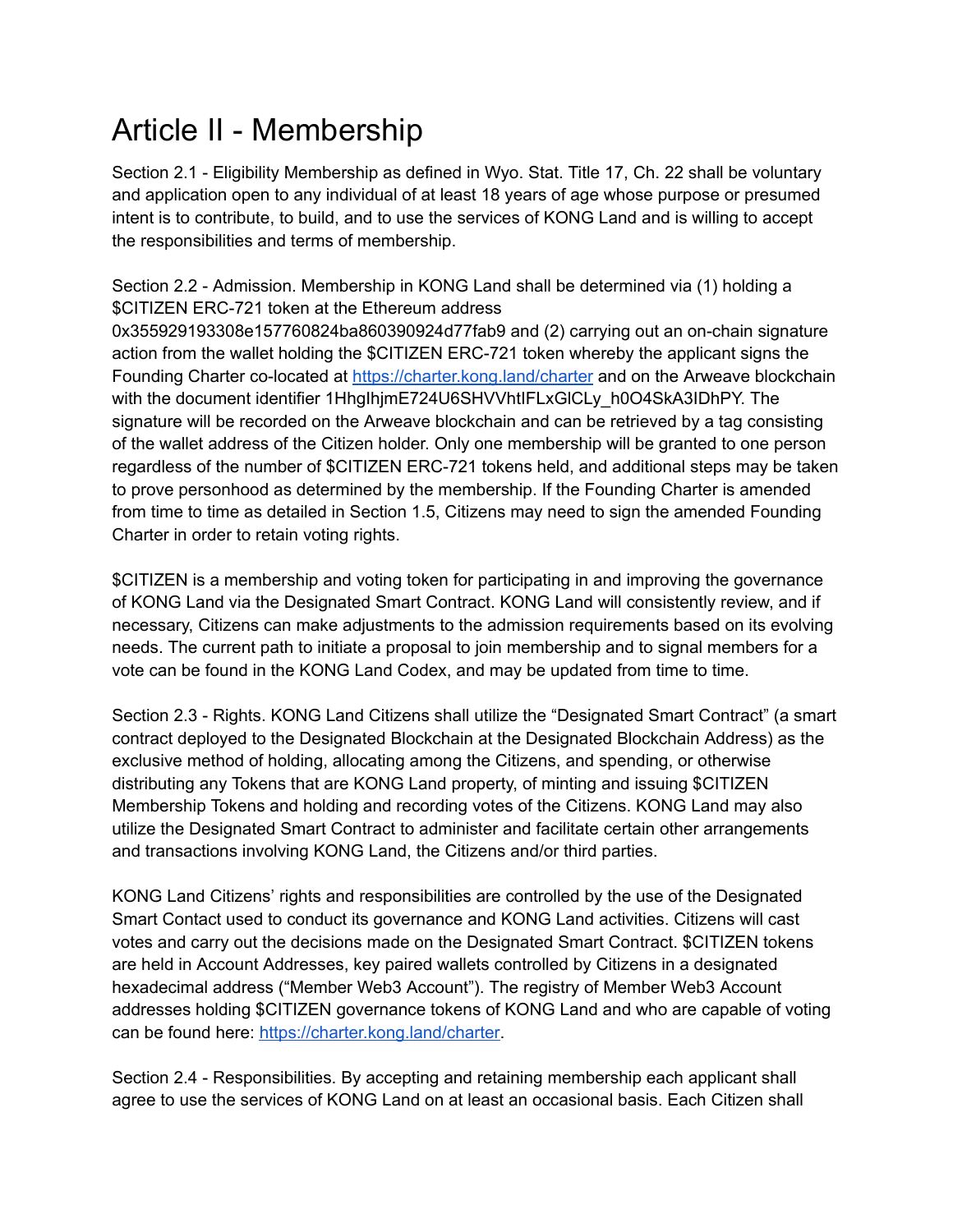# Article II - Membership

Section 2.1 - Eligibility Membership as defined in Wyo. Stat. Title 17, Ch. 22 shall be voluntary and application open to any individual of at least 18 years of age whose purpose or presumed intent is to contribute, to build, and to use the services of KONG Land and is willing to accept the responsibilities and terms of membership.

Section 2.2 - Admission. Membership in KONG Land shall be determined via (1) holding a $CITIZEN ERC-721 token at the Ethereum address 0x355929193308e157760824ba860390924d77fab9 and (2) carrying out an on-chain signature action from the wallet holding the $CITIZEN ERC-721 token whereby the applicant signs the Founding Charter co-located at [https://charter.kong.land/charter](https://charter.kong.land/charter) and on the Arweave blockchain with the document identifier 1HhglhjmE724U6SHVVhtIFLxGlCLy_h0O4SkA3IDhPY. The signature will be recorded on the Arweave blockchain and can be retrieved by a tag consisting of the wallet address of the Citizen holder. Only one membership will be granted to one person regardless of the number of $CITIZEN ERC-721 tokens held, and additional steps may be taken to prove personhood as determined by the membership. If the Founding Charter is amended from time to time as detailed in Section 1.5, Citizens may need to sign the amended Founding Charter in order to retain voting rights.

$CITIZEN is a membership and voting token for participating in and improving the governance of KONG Land via the Designated Smart Contract. KONG Land will consistently review, and if necessary, Citizens can make adjustments to the admission requirements based on its evolving needs. The current path to initiate a proposal to join membership and to signal members for a vote can be found in the KONG Land Codex, and may be updated from time to time.

Section 2.3 - Rights. KONG Land Citizens shall utilize the "Designated Smart Contract" (a smart contract deployed to the Designated Blockchain at the Designated Blockchain Address) as the exclusive method of holding, allocating among the Citizens, and spending, or otherwise distributing any Tokens that are KONG Land property, of minting and issuing $CITIZEN Membership Tokens and holding and recording votes of the Citizens. KONG Land may also utilize the Designated Smart Contract to administer and facilitate certain other arrangements and transactions involving KONG Land, the Citizens and/or third parties.

KONG Land Citizens' rights and responsibilities are controlled by the use of the Designated Smart Contact used to conduct its governance and KONG Land activities. Citizens will cast votes and carry out the decisions made on the Designated Smart Contract. $CITIZEN tokens are held in Account Addresses, key paired wallets controlled by Citizens in a designated hexadecimal address ("Member Web3 Account"). The registry of Member Web3 Account addresses holding $CITIZEN governance tokens of KONG Land and who are capable of voting can be found here: [https://charter.kong.land/charter](https://charter.kong.land/charter).

Section 2.4 - Responsibilities. By accepting and retaining membership each applicant shall agree to use the services of KONG Land on at least an occasional basis. Each Citizen shall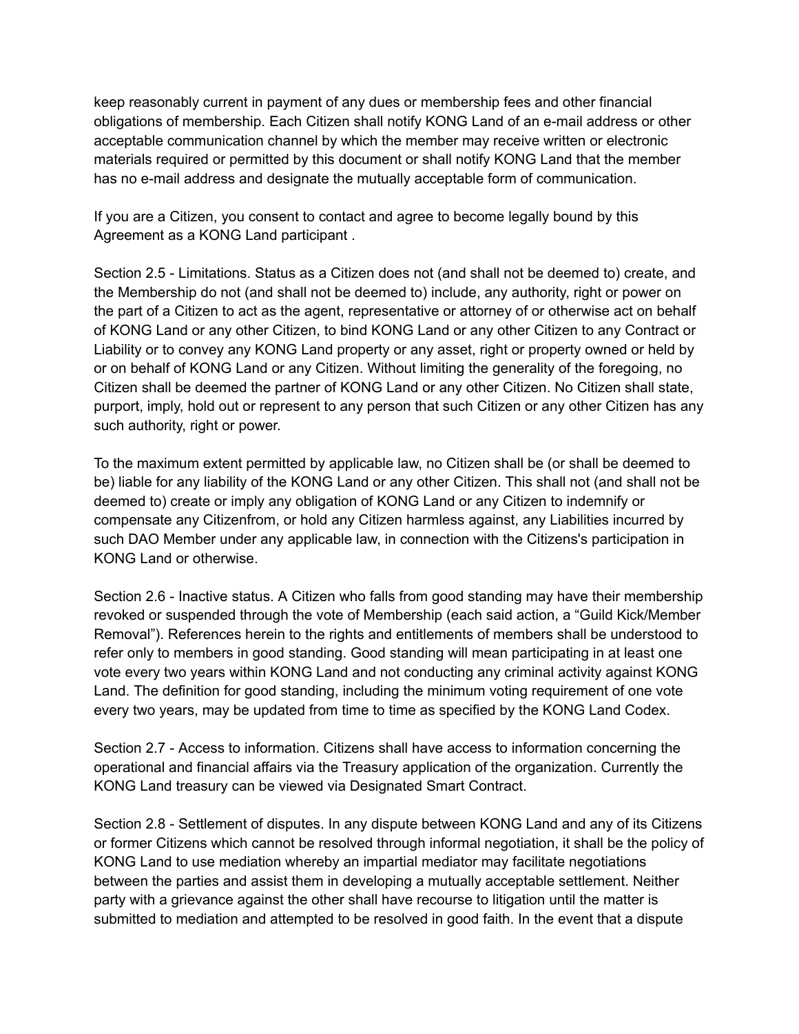keep reasonably current in payment of any dues or membership fees and other financial obligations of membership. Each Citizen shall notify KONG Land of an e-mail address or other acceptable communication channel by which the member may receive written or electronic materials required or permitted by this document or shall notify KONG Land that the member has no e-mail address and designate the mutually acceptable form of communication.

If you are a Citizen, you consent to contact and agree to become legally bound by this Agreement as a KONG Land participant .

Section 2.5 - Limitations. Status as a Citizen does not (and shall not be deemed to) create, and the Membership do not (and shall not be deemed to) include, any authority, right or power on the part of a Citizen to act as the agent, representative or attorney of or otherwise act on behalf of KONG Land or any other Citizen, to bind KONG Land or any other Citizen to any Contract or Liability or to convey any KONG Land property or any asset, right or property owned or held by or on behalf of KONG Land or any Citizen. Without limiting the generality of the foregoing, no Citizen shall be deemed the partner of KONG Land or any other Citizen. No Citizen shall state, purport, imply, hold out or represent to any person that such Citizen or any other Citizen has any such authority, right or power.

To the maximum extent permitted by applicable law, no Citizen shall be (or shall be deemed to be) liable for any liability of the KONG Land or any other Citizen. This shall not (and shall not be deemed to) create or imply any obligation of KONG Land or any Citizen to indemnify or compensate any Citizenfrom, or hold any Citizen harmless against, any Liabilities incurred by such DAO Member under any applicable law, in connection with the Citizens's participation in KONG Land or otherwise.

Section 2.6 - Inactive status. A Citizen who falls from good standing may have their membership revoked or suspended through the vote of Membership (each said action, a "Guild Kick/Member Removal"). References herein to the rights and entitlements of members shall be understood to refer only to members in good standing. Good standing will mean participating in at least one vote every two years within KONG Land and not conducting any criminal activity against KONG Land. The definition for good standing, including the minimum voting requirement of one vote every two years, may be updated from time to time as specified by the KONG Land Codex.

Section 2.7 - Access to information. Citizens shall have access to information concerning the operational and financial affairs via the Treasury application of the organization. Currently the KONG Land treasury can be viewed via Designated Smart Contract.

Section 2.8 - Settlement of disputes. In any dispute between KONG Land and any of its Citizens or former Citizens which cannot be resolved through informal negotiation, it shall be the policy of KONG Land to use mediation whereby an impartial mediator may facilitate negotiations between the parties and assist them in developing a mutually acceptable settlement. Neither party with a grievance against the other shall have recourse to litigation until the matter is submitted to mediation and attempted to be resolved in good faith. In the event that a dispute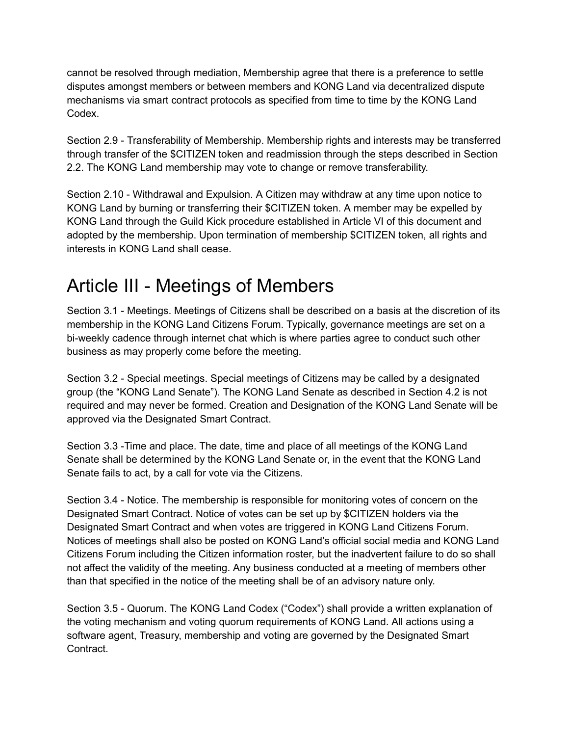cannot be resolved through mediation, Membership agree that there is a preference to settle disputes amongst members or between members and KONG Land via decentralized dispute mechanisms via smart contract protocols as specified from time to time by the KONG Land Codex.

Section 2.9 - Transferability of Membership. Membership rights and interests may be transferred through transfer of the $CITIZEN token and readmission through the steps described in Section 2.2. The KONG Land membership may vote to change or remove transferability.

Section 2.10 - Withdrawal and Expulsion. A Citizen may withdraw at any time upon notice to KONG Land by burning or transferring their $CITIZEN token. A member may be expelled by KONG Land through the Guild Kick procedure established in Article VI of this document and adopted by the membership. Upon termination of membership $CITIZEN token, all rights and interests in KONG Land shall cease.

# Article III - Meetings of Members

Section 3.1 - Meetings. Meetings of Citizens shall be described on a basis at the discretion of its membership in the KONG Land Citizens Forum. Typically, governance meetings are set on a bi-weekly cadence through internet chat which is where parties agree to conduct such other business as may properly come before the meeting.

Section 3.2 - Special meetings. Special meetings of Citizens may be called by a designated group (the "KONG Land Senate"). The KONG Land Senate as described in Section 4.2 is not required and may never be formed. Creation and Designation of the KONG Land Senate will be approved via the Designated Smart Contract.

Section 3.3 -Time and place. The date, time and place of all meetings of the KONG Land Senate shall be determined by the KONG Land Senate or, in the event that the KONG Land Senate fails to act, by a call for vote via the Citizens.

Section 3.4 - Notice. The membership is responsible for monitoring votes of concern on the Designated Smart Contract. Notice of votes can be set up by $CITIZEN holders via the Designated Smart Contract and when votes are triggered in KONG Land Citizens Forum. Notices of meetings shall also be posted on KONG Land's official social media and KONG Land Citizens Forum including the Citizen information roster, but the inadvertent failure to do so shall not affect the validity of the meeting. Any business conducted at a meeting of members other than that specified in the notice of the meeting shall be of an advisory nature only.

Section 3.5 - Quorum. The KONG Land Codex ("Codex") shall provide a written explanation of the voting mechanism and voting quorum requirements of KONG Land. All actions using a software agent, Treasury, membership and voting are governed by the Designated Smart Contract.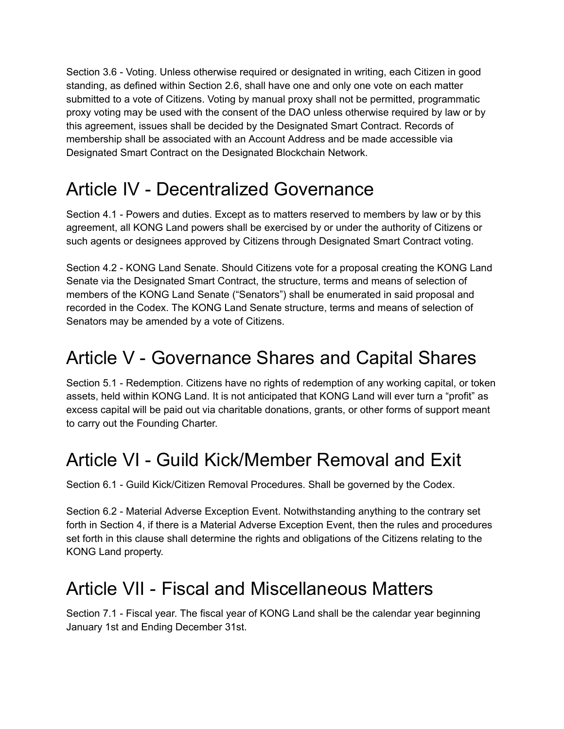Section 3.6 - Voting. Unless otherwise required or designated in writing, each Citizen in good standing, as defined within Section 2.6, shall have one and only one vote on each matter submitted to a vote of Citizens. Voting by manual proxy shall not be permitted, programmatic proxy voting may be used with the consent of the DAO unless otherwise required by law or by this agreement, issues shall be decided by the Designated Smart Contract. Records of membership shall be associated with an Account Address and be made accessible via Designated Smart Contract on the Designated Blockchain Network.

# Article IV - Decentralized Governance

Section 4.1 - Powers and duties. Except as to matters reserved to members by law or by this agreement, all KONG Land powers shall be exercised by or under the authority of Citizens or such agents or designees approved by Citizens through Designated Smart Contract voting.

Section 4.2 - KONG Land Senate. Should Citizens vote for a proposal creating the KONG Land Senate via the Designated Smart Contract, the structure, terms and means of selection of members of the KONG Land Senate (“Senators”) shall be enumerated in said proposal and recorded in the Codex. The KONG Land Senate structure, terms and means of selection of Senators may be amended by a vote of Citizens.

# Article V - Governance Shares and Capital Shares

Section 5.1 - Redemption. Citizens have no rights of redemption of any working capital, or token assets, held within KONG Land. It is not anticipated that KONG Land will ever turn a “profit” as excess capital will be paid out via charitable donations, grants, or other forms of support meant to carry out the Founding Charter.

# Article VI - Guild Kick/Member Removal and Exit

Section 6.1 - Guild Kick/Citizen Removal Procedures. Shall be governed by the Codex.

Section 6.2 - Material Adverse Exception Event. Notwithstanding anything to the contrary set forth in Section 4, if there is a Material Adverse Exception Event, then the rules and procedures set forth in this clause shall determine the rights and obligations of the Citizens relating to the KONG Land property.

# Article VII - Fiscal and Miscellaneous Matters

Section 7.1 - Fiscal year. The fiscal year of KONG Land shall be the calendar year beginning January 1st and Ending December 31st.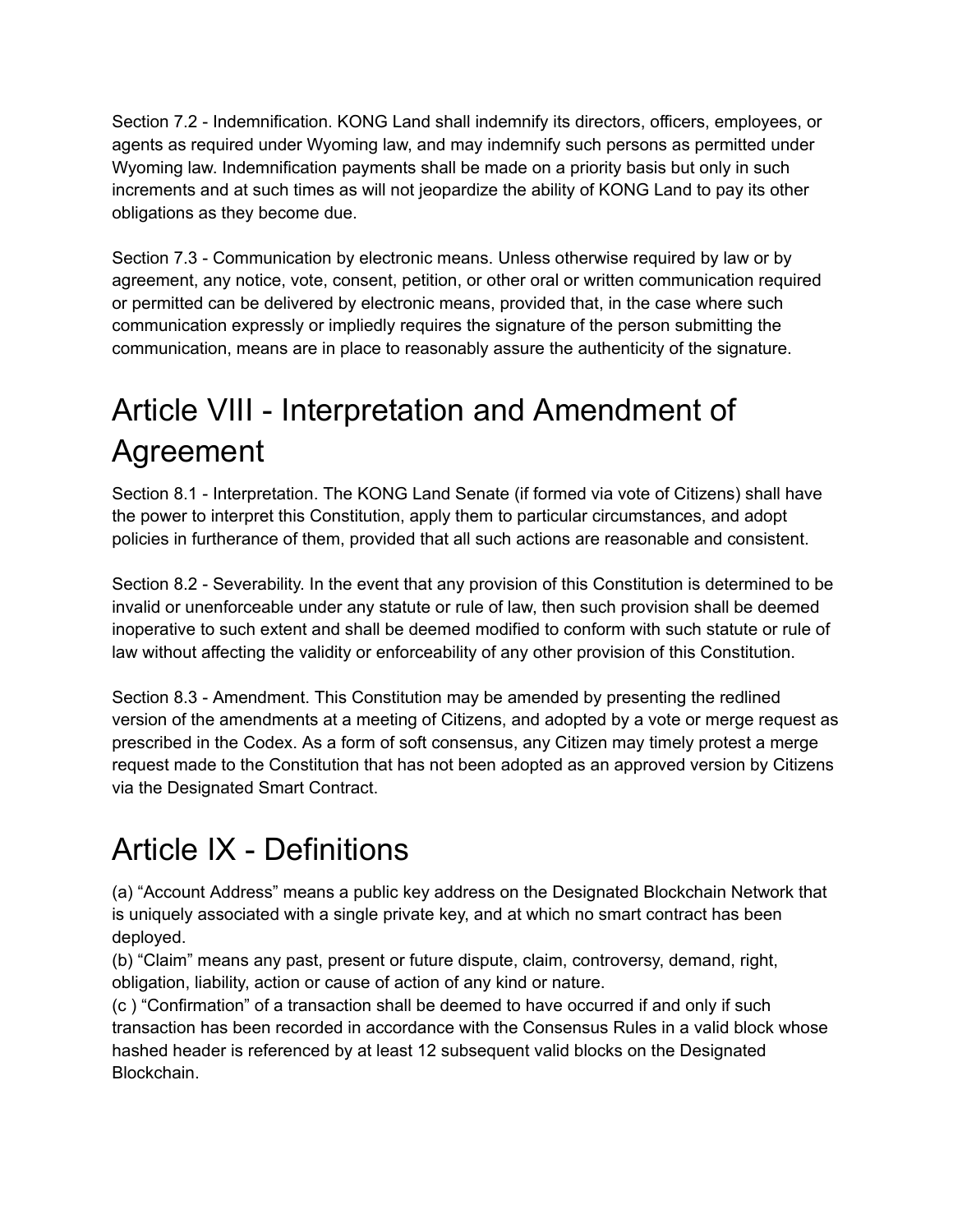Section 7.2 - Indemnification. KONG Land shall indemnify its directors, officers, employees, or agents as required under Wyoming law, and may indemnify such persons as permitted under Wyoming law. Indemnification payments shall be made on a priority basis but only in such increments and at such times as will not jeopardize the ability of KONG Land to pay its other obligations as they become due.

Section 7.3 - Communication by electronic means. Unless otherwise required by law or by agreement, any notice, vote, consent, petition, or other oral or written communication required or permitted can be delivered by electronic means, provided that, in the case where such communication expressly or impliedly requires the signature of the person submitting the communication, means are in place to reasonably assure the authenticity of the signature.

# Article VIII - Interpretation and Amendment of Agreement

Section 8.1 - Interpretation. The KONG Land Senate (if formed via vote of Citizens) shall have the power to interpret this Constitution, apply them to particular circumstances, and adopt policies in furtherance of them, provided that all such actions are reasonable and consistent.

Section 8.2 - Severability. In the event that any provision of this Constitution is determined to be invalid or unenforceable under any statute or rule of law, then such provision shall be deemed inoperative to such extent and shall be deemed modified to conform with such statute or rule of law without affecting the validity or enforceability of any other provision of this Constitution.

Section 8.3 - Amendment. This Constitution may be amended by presenting the redlined version of the amendments at a meeting of Citizens, and adopted by a vote or merge request as prescribed in the Codex. As a form of soft consensus, any Citizen may timely protest a merge request made to the Constitution that has not been adopted as an approved version by Citizens via the Designated Smart Contract.

# Article IX - Definitions

(a) "Account Address" means a public key address on the Designated Blockchain Network that is uniquely associated with a single private key, and at which no smart contract has been deployed.
(b) "Claim" means any past, present or future dispute, claim, controversy, demand, right, obligation, liability, action or cause of action of any kind or nature.
(c ) "Confirmation" of a transaction shall be deemed to have occurred if and only if such transaction has been recorded in accordance with the Consensus Rules in a valid block whose hashed header is referenced by at least 12 subsequent valid blocks on the Designated Blockchain.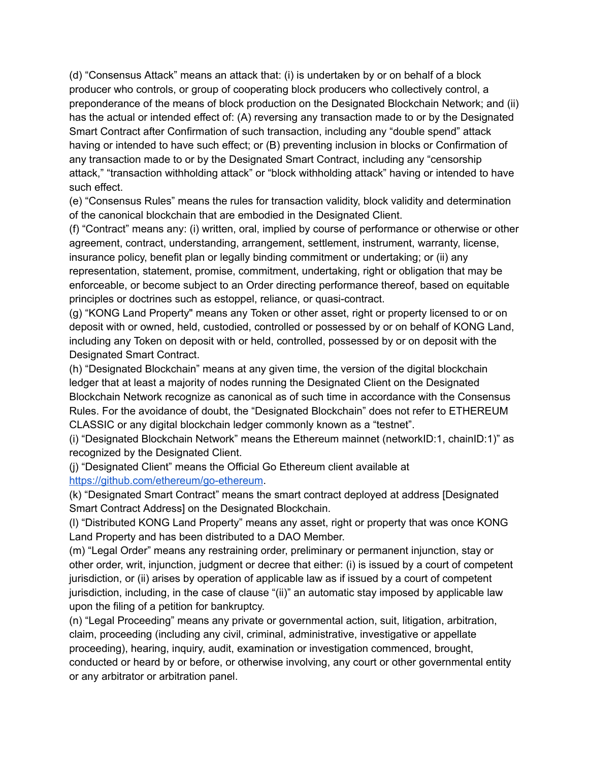(d) “Consensus Attack” means an attack that: (i) is undertaken by or on behalf of a block producer who controls, or group of cooperating block producers who collectively control, a preponderance of the means of block production on the Designated Blockchain Network; and (ii) has the actual or intended effect of: (A) reversing any transaction made to or by the Designated Smart Contract after Confirmation of such transaction, including any “double spend” attack having or intended to have such effect; or (B) preventing inclusion in blocks or Confirmation of any transaction made to or by the Designated Smart Contract, including any “censorship attack,” “transaction withholding attack” or “block withholding attack” having or intended to have such effect.

(e) “Consensus Rules” means the rules for transaction validity, block validity and determination of the canonical blockchain that are embodied in the Designated Client.

(f) “Contract” means any: (i) written, oral, implied by course of performance or otherwise or other agreement, contract, understanding, arrangement, settlement, instrument, warranty, license, insurance policy, benefit plan or legally binding commitment or undertaking; or (ii) any representation, statement, promise, commitment, undertaking, right or obligation that may be enforceable, or become subject to an Order directing performance thereof, based on equitable principles or doctrines such as estoppel, reliance, or quasi-contract.

(g) “KONG Land Property" means any Token or other asset, right or property licensed to or on deposit with or owned, held, custodied, controlled or possessed by or on behalf of KONG Land, including any Token on deposit with or held, controlled, possessed by or on deposit with the Designated Smart Contract.

(h) “Designated Blockchain” means at any given time, the version of the digital blockchain ledger that at least a majority of nodes running the Designated Client on the Designated Blockchain Network recognize as canonical as of such time in accordance with the Consensus Rules. For the avoidance of doubt, the “Designated Blockchain” does not refer to ETHEREUM CLASSIC or any digital blockchain ledger commonly known as a “testnet”.

(i) “Designated Blockchain Network” means the Ethereum mainnet (networkID:1, chainID:1)” as recognized by the Designated Client.

(j) “Designated Client” means the Official Go Ethereum client available at https://github.com/ethereum/go-ethereum.

(k) “Designated Smart Contract” means the smart contract deployed at address [Designated Smart Contract Address] on the Designated Blockchain.

(l) “Distributed KONG Land Property” means any asset, right or property that was once KONG Land Property and has been distributed to a DAO Member.

(m) “Legal Order” means any restraining order, preliminary or permanent injunction, stay or other order, writ, injunction, judgment or decree that either: (i) is issued by a court of competent jurisdiction, or (ii) arises by operation of applicable law as if issued by a court of competent jurisdiction, including, in the case of clause “(ii)” an automatic stay imposed by applicable law upon the filing of a petition for bankruptcy.

(n) “Legal Proceeding” means any private or governmental action, suit, litigation, arbitration, claim, proceeding (including any civil, criminal, administrative, investigative or appellate proceeding), hearing, inquiry, audit, examination or investigation commenced, brought, conducted or heard by or before, or otherwise involving, any court or other governmental entity or any arbitrator or arbitration panel.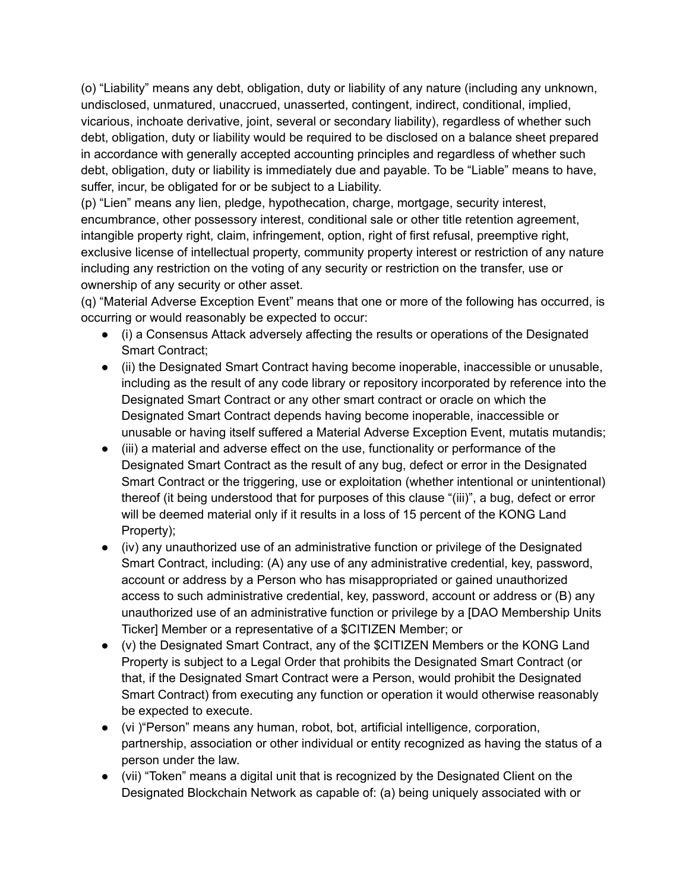(o) “Liability” means any debt, obligation, duty or liability of any nature (including any unknown, undisclosed, unmatured, unaccrued, unasserted, contingent, indirect, conditional, implied, vicarious, inchoate derivative, joint, several or secondary liability), regardless of whether such debt, obligation, duty or liability would be required to be disclosed on a balance sheet prepared in accordance with generally accepted accounting principles and regardless of whether such debt, obligation, duty or liability is immediately due and payable. To be “Liable” means to have, suffer, incur, be obligated for or be subject to a Liability.

(p) “Lien” means any lien, pledge, hypothecation, charge, mortgage, security interest, encumbrance, other possessory interest, conditional sale or other title retention agreement, intangible property right, claim, infringement, option, right of first refusal, preemptive right, exclusive license of intellectual property, community property interest or restriction of any nature including any restriction on the voting of any security or restriction on the transfer, use or ownership of any security or other asset.

(q) “Material Adverse Exception Event” means that one or more of the following has occurred, is occurring or would reasonably be expected to occur:

- (i) a Consensus Attack adversely affecting the results or operations of the Designated Smart Contract;
- (ii) the Designated Smart Contract having become inoperable, inaccessible or unusable, including as the result of any code library or repository incorporated by reference into the Designated Smart Contract or any other smart contract or oracle on which the Designated Smart Contract depends having become inoperable, inaccessible or unusable or having itself suffered a Material Adverse Exception Event, mutatis mutandis;
- (iii) a material and adverse effect on the use, functionality or performance of the Designated Smart Contract as the result of any bug, defect or error in the Designated Smart Contract or the triggering, use or exploitation (whether intentional or unintentional) thereof (it being understood that for purposes of this clause “(iii)”, a bug, defect or error will be deemed material only if it results in a loss of 15 percent of the KONG Land Property);
- (iv) any unauthorized use of an administrative function or privilege of the Designated Smart Contract, including: (A) any use of any administrative credential, key, password, account or address by a Person who has misappropriated or gained unauthorized access to such administrative credential, key, password, account or address or (B) any unauthorized use of an administrative function or privilege by a [DAO Membership Units Ticker] Member or a representative of a $CITIZEN Member; or
- (v) the Designated Smart Contract, any of the $CITIZEN Members or the KONG Land Property is subject to a Legal Order that prohibits the Designated Smart Contract (or that, if the Designated Smart Contract were a Person, would prohibit the Designated Smart Contract) from executing any function or operation it would otherwise reasonably be expected to execute.
- (vi )“Person” means any human, robot, bot, artificial intelligence, corporation, partnership, association or other individual or entity recognized as having the status of a person under the law.
- (vii) “Token” means a digital unit that is recognized by the Designated Client on the Designated Blockchain Network as capable of: (a) being uniquely associated with or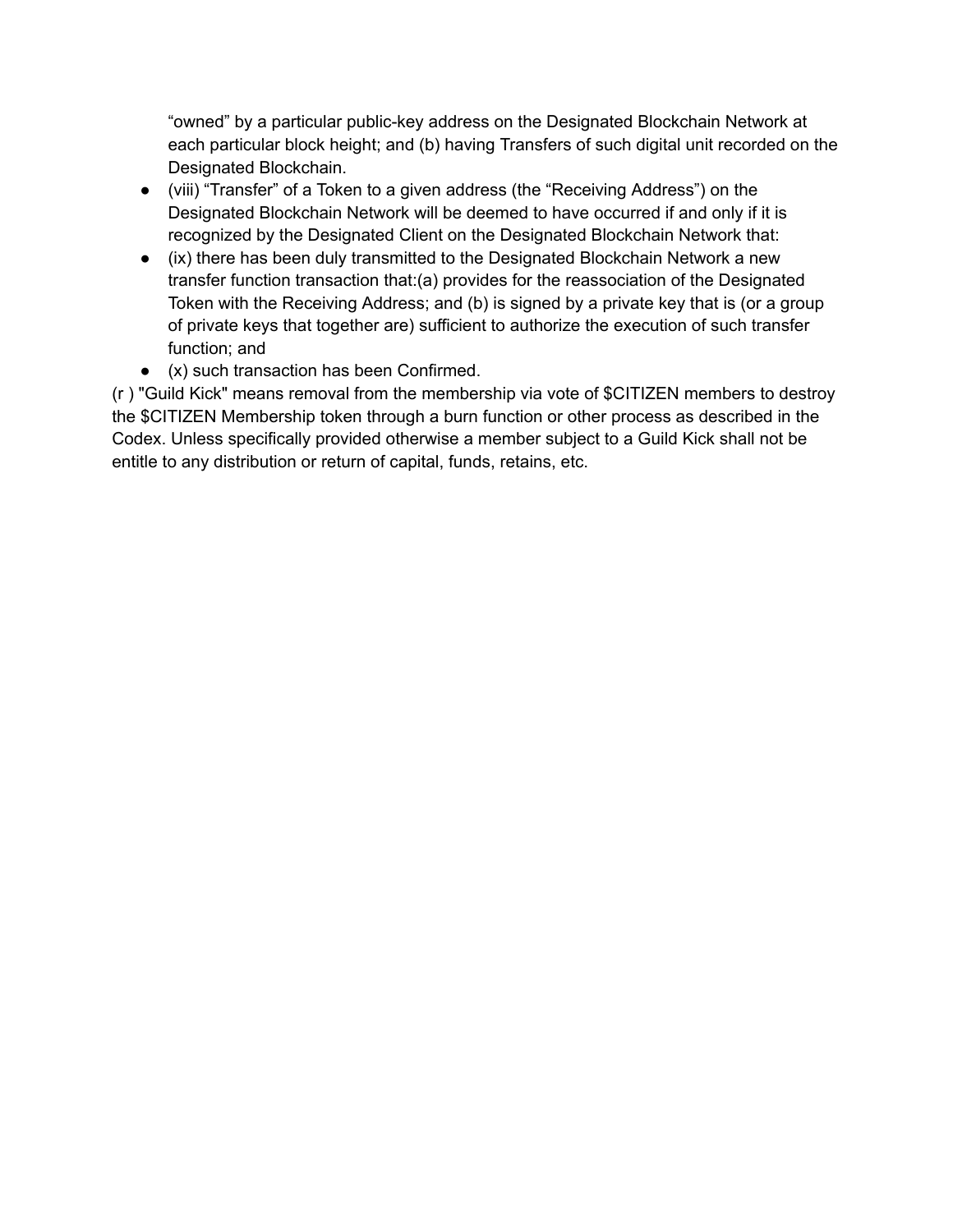"owned" by a particular public-key address on the Designated Blockchain Network at each particular block height; and (b) having Transfers of such digital unit recorded on the Designated Blockchain.

- (viii) "Transfer" of a Token to a given address (the "Receiving Address") on the Designated Blockchain Network will be deemed to have occurred if and only if it is recognized by the Designated Client on the Designated Blockchain Network that:
- (ix) there has been duly transmitted to the Designated Blockchain Network a new transfer function transaction that:(a) provides for the reassociation of the Designated Token with the Receiving Address; and (b) is signed by a private key that is (or a group of private keys that together are) sufficient to authorize the execution of such transfer function; and
- (x) such transaction has been Confirmed.

(r ) "Guild Kick" means removal from the membership via vote of $CITIZEN members to destroy the $CITIZEN Membership token through a burn function or other process as described in the Codex. Unless specifically provided otherwise a member subject to a Guild Kick shall not be entitle to any distribution or return of capital, funds, retains, etc.